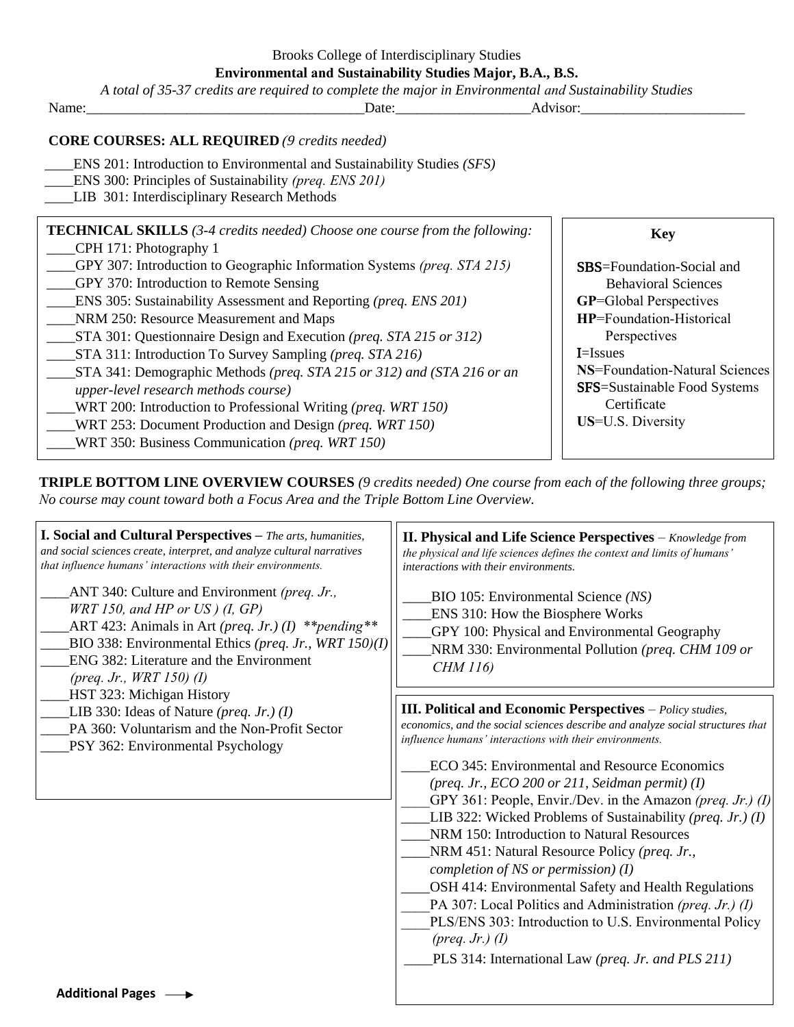Brooks College of Interdisciplinary Studies

**Environmental and Sustainability Studies Major, B.A., B.S.**

*A total of 35-37 credits are required to complete the major in Environmental and Sustainability Studies*

Name:_______________________________________Date:__________________Advisor:_______________________

**CORE COURSES: ALL REQUIRED** *(9 credits needed)*

____ENS 201: Introduction to Environmental and Sustainability Studies *(SFS)*
____ENS 300: Principles of Sustainability *(preq. ENS 201)*
____LIB 301: Interdisciplinary Research Methods

**TECHNICAL SKILLS** *(3-4 credits needed) Choose one course from the following:*

____CPH 171: Photography 1
____GPY 307: Introduction to Geographic Information Systems *(preq. STA 215)*
____GPY 370: Introduction to Remote Sensing
____ENS 305: Sustainability Assessment and Reporting *(preq. ENS 201)*
____NRM 250: Resource Measurement and Maps
____STA 301: Questionnaire Design and Execution *(preq. STA 215 or 312)*
____STA 311: Introduction To Survey Sampling *(preq. STA 216)*
____STA 341: Demographic Methods *(preq. STA 215 or 312) and (STA 216 or an upper-level research methods course)*
____WRT 200: Introduction to Professional Writing *(preq. WRT 150)*
____WRT 253: Document Production and Design *(preq. WRT 150)*
____WRT 350: Business Communication *(preq. WRT 150)*

**Key**

**SBS**=Foundation-Social and Behavioral Sciences
**GP**=Global Perspectives
**HP**=Foundation-Historical Perspectives
**I**=Issues
**NS**=Foundation-Natural Sciences
**SFS**=Sustainable Food Systems Certificate
**US**=U.S. Diversity

**TRIPLE BOTTOM LINE OVERVIEW COURSES** *(9 credits needed) One course from each of the following three groups; No course may count toward both a Focus Area and the Triple Bottom Line Overview.*

**I. Social and Cultural Perspectives** – *The arts, humanities, and social sciences create, interpret, and analyze cultural narratives that influence humans' interactions with their environments.*

____ANT 340: Culture and Environment *(preq. Jr., WRT 150, and HP or US ) (I, GP)*
____ART 423: Animals in Art *(preq. Jr.) (I) **pending***
____BIO 338: Environmental Ethics *(preq. Jr., WRT 150)(I)*
____ENG 382: Literature and the Environment *(preq. Jr., WRT 150) (I)*
____HST 323: Michigan History
____LIB 330: Ideas of Nature *(preq. Jr.) (I)*
____PA 360: Voluntarism and the Non-Profit Sector
____PSY 362: Environmental Psychology

**II. Physical and Life Science Perspectives** – *Knowledge from the physical and life sciences defines the context and limits of humans' interactions with their environments.*

____BIO 105: Environmental Science *(NS)*
____ENS 310: How the Biosphere Works
____GPY 100: Physical and Environmental Geography
____NRM 330: Environmental Pollution *(preq. CHM 109 or CHM 116)*

**III. Political and Economic Perspectives** – *Policy studies, economics, and the social sciences describe and analyze social structures that influence humans' interactions with their environments.*

____ECO 345: Environmental and Resource Economics *(preq. Jr., ECO 200 or 211, Seidman permit) (I)*
____GPY 361: People, Envir./Dev. in the Amazon *(preq. Jr.) (I)*
____LIB 322: Wicked Problems of Sustainability *(preq. Jr.) (I)*
____NRM 150: Introduction to Natural Resources
____NRM 451: Natural Resource Policy *(preq. Jr., completion of NS or permission) (I)*
____OSH 414: Environmental Safety and Health Regulations
____PA 307: Local Politics and Administration *(preq. Jr.) (I)*
____PLS/ENS 303: Introduction to U.S. Environmental Policy *(preq. Jr.) (I)*
____PLS 314: International Law *(preq. Jr. and PLS 211)*

**Additional Pages** →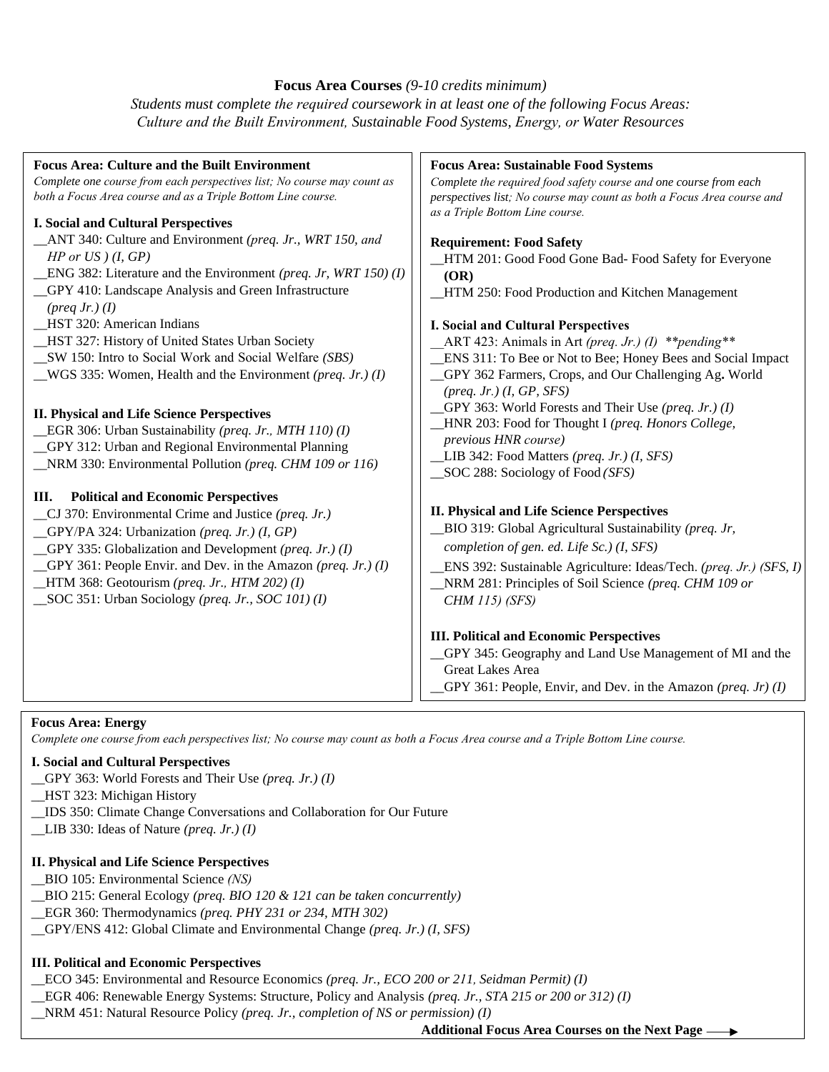## Focus Area Courses *(9-10 credits minimum)*

*Students must complete the required coursework in at least one of the following Focus Areas: Culture and the Built Environment, Sustainable Food Systems, Energy, or Water Resources*

### Focus Area: Culture and the Built Environment

*Complete one course from each perspectives list; No course may count as both a Focus Area course and as a Triple Bottom Line course.*

**I. Social and Cultural Perspectives**

__ANT 340: Culture and Environment *(preq. Jr., WRT 150, and HP or US ) (I, GP)*
__ENG 382: Literature and the Environment *(preq. Jr, WRT 150) (I)*
__GPY 410: Landscape Analysis and Green Infrastructure *(preq Jr.) (I)*
__HST 320: American Indians
__HST 327: History of United States Urban Society
__SW 150: Intro to Social Work and Social Welfare *(SBS)*
__WGS 335: Women, Health and the Environment *(preq. Jr.) (I)*

**II. Physical and Life Science Perspectives**

__EGR 306: Urban Sustainability *(preq. Jr., MTH 110) (I)*
__GPY 312: Urban and Regional Environmental Planning
__NRM 330: Environmental Pollution *(preq. CHM 109 or 116)*

**III. Political and Economic Perspectives**

__CJ 370: Environmental Crime and Justice *(preq. Jr.)*
__GPY/PA 324: Urbanization *(preq. Jr.) (I, GP)*
__GPY 335: Globalization and Development *(preq. Jr.) (I)*
__GPY 361: People Envir. and Dev. in the Amazon *(preq. Jr.) (I)*
__HTM 368: Geotourism *(preq. Jr., HTM 202) (I)*
__SOC 351: Urban Sociology *(preq. Jr., SOC 101) (I)*

### Focus Area: Sustainable Food Systems

*Complete the required food safety course and one course from each perspectives list; No course may count as both a Focus Area course and as a Triple Bottom Line course.*

**Requirement: Food Safety**

__HTM 201: Good Food Gone Bad- Food Safety for Everyone **(OR)**
__HTM 250: Food Production and Kitchen Management

**I. Social and Cultural Perspectives**

__ART 423: Animals in Art *(preq. Jr.) (I) **pending***
__ENS 311: To Bee or Not to Bee; Honey Bees and Social Impact
__GPY 362 Farmers, Crops, and Our Challenging Ag**.** World *(preq. Jr.) (I, GP, SFS)*
__GPY 363: World Forests and Their Use *(preq. Jr.) (I)*
__HNR 203: Food for Thought I *(preq. Honors College, previous HNR course)*
__LIB 342: Food Matters *(preq. Jr.) (I, SFS)*
__SOC 288: Sociology of Food *(SFS)*

**II. Physical and Life Science Perspectives**

__BIO 319: Global Agricultural Sustainability *(preq. Jr, completion of gen. ed. Life Sc.) (I, SFS)*
__ENS 392: Sustainable Agriculture: Ideas/Tech. *(preq. Jr.) (SFS, I)*
__NRM 281: Principles of Soil Science *(preq. CHM 109 or CHM 115) (SFS)*

**III. Political and Economic Perspectives**

__GPY 345: Geography and Land Use Management of MI and the Great Lakes Area
__GPY 361: People, Envir, and Dev. in the Amazon *(preq. Jr) (I)*

### Focus Area: Energy

*Complete one course from each perspectives list; No course may count as both a Focus Area course and a Triple Bottom Line course.*

**I. Social and Cultural Perspectives**

__GPY 363: World Forests and Their Use *(preq. Jr.) (I)*
__HST 323: Michigan History
__IDS 350: Climate Change Conversations and Collaboration for Our Future
__LIB 330: Ideas of Nature *(preq. Jr.) (I)*

**II. Physical and Life Science Perspectives**

__BIO 105: Environmental Science *(NS)*
__BIO 215: General Ecology *(preq. BIO 120 & 121 can be taken concurrently)*
__EGR 360: Thermodynamics *(preq. PHY 231 or 234, MTH 302)*
__GPY/ENS 412: Global Climate and Environmental Change *(preq. Jr.) (I, SFS)*

**III. Political and Economic Perspectives**

__ECO 345: Environmental and Resource Economics *(preq. Jr., ECO 200 or 211, Seidman Permit) (I)*
__EGR 406: Renewable Energy Systems: Structure, Policy and Analysis *(preq. Jr., STA 215 or 200 or 312) (I)*
__NRM 451: Natural Resource Policy *(preq. Jr., completion of NS or permission) (I)*

**Additional Focus Area Courses on the Next Page →**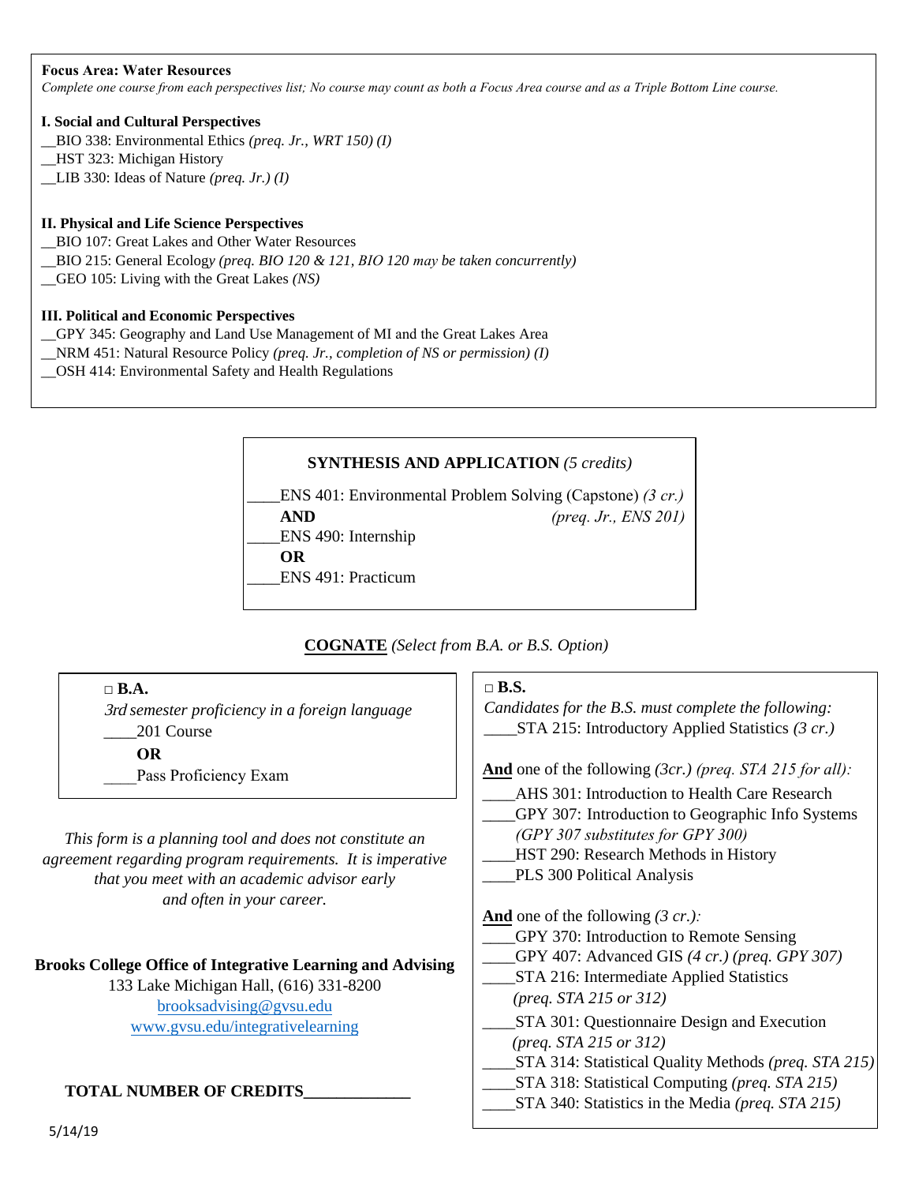**Focus Area: Water Resources**

*Complete one course from each perspectives list; No course may count as both a Focus Area course and as a Triple Bottom Line course.*

**I. Social and Cultural Perspectives**

__BIO 338: Environmental Ethics *(preq. Jr., WRT 150) (I)*
__HST 323: Michigan History
__LIB 330: Ideas of Nature *(preq. Jr.) (I)*

**II. Physical and Life Science Perspectives**

__BIO 107: Great Lakes and Other Water Resources
__BIO 215: General Ecology *(preq. BIO 120 & 121, BIO 120 may be taken concurrently)*
__GEO 105: Living with the Great Lakes *(NS)*

**III. Political and Economic Perspectives**

__GPY 345: Geography and Land Use Management of MI and the Great Lakes Area
__NRM 451: Natural Resource Policy *(preq. Jr., completion of NS or permission) (I)*
__OSH 414: Environmental Safety and Health Regulations

**SYNTHESIS AND APPLICATION** *(5 credits)*

____ENS 401: Environmental Problem Solving (Capstone) *(3 cr.) (preq. Jr., ENS 201)*
**AND**
____ENS 490: Internship
**OR**
____ENS 491: Practicum

**COGNATE** *(Select from B.A. or B.S. Option)*

□ **B.A.**

*3rd semester proficiency in a foreign language*
____201 Course
**OR**
____Pass Proficiency Exam

□ **B.S.**

*Candidates for the B.S. must complete the following:*
____STA 215: Introductory Applied Statistics *(3 cr.)*

**And** one of the following *(3cr.) (preq. STA 215 for all):*
____AHS 301: Introduction to Health Care Research
____GPY 307: Introduction to Geographic Info Systems *(GPY 307 substitutes for GPY 300)*
____HST 290: Research Methods in History
____PLS 300 Political Analysis

**And** one of the following *(3 cr.):*
____GPY 370: Introduction to Remote Sensing
____GPY 407: Advanced GIS *(4 cr.) (preq. GPY 307)*
____STA 216: Intermediate Applied Statistics *(preq. STA 215 or 312)*
____STA 301: Questionnaire Design and Execution *(preq. STA 215 or 312)*
____STA 314: Statistical Quality Methods *(preq. STA 215)*
____STA 318: Statistical Computing *(preq. STA 215)*
____STA 340: Statistics in the Media *(preq. STA 215)*

*This form is a planning tool and does not constitute an agreement regarding program requirements. It is imperative that you meet with an academic advisor early and often in your career.*

**Brooks College Office of Integrative Learning and Advising**
133 Lake Michigan Hall, (616) 331-8200
brooksadvising@gvsu.edu
www.gvsu.edu/integrativelearning

**TOTAL NUMBER OF CREDITS____________**

5/14/19